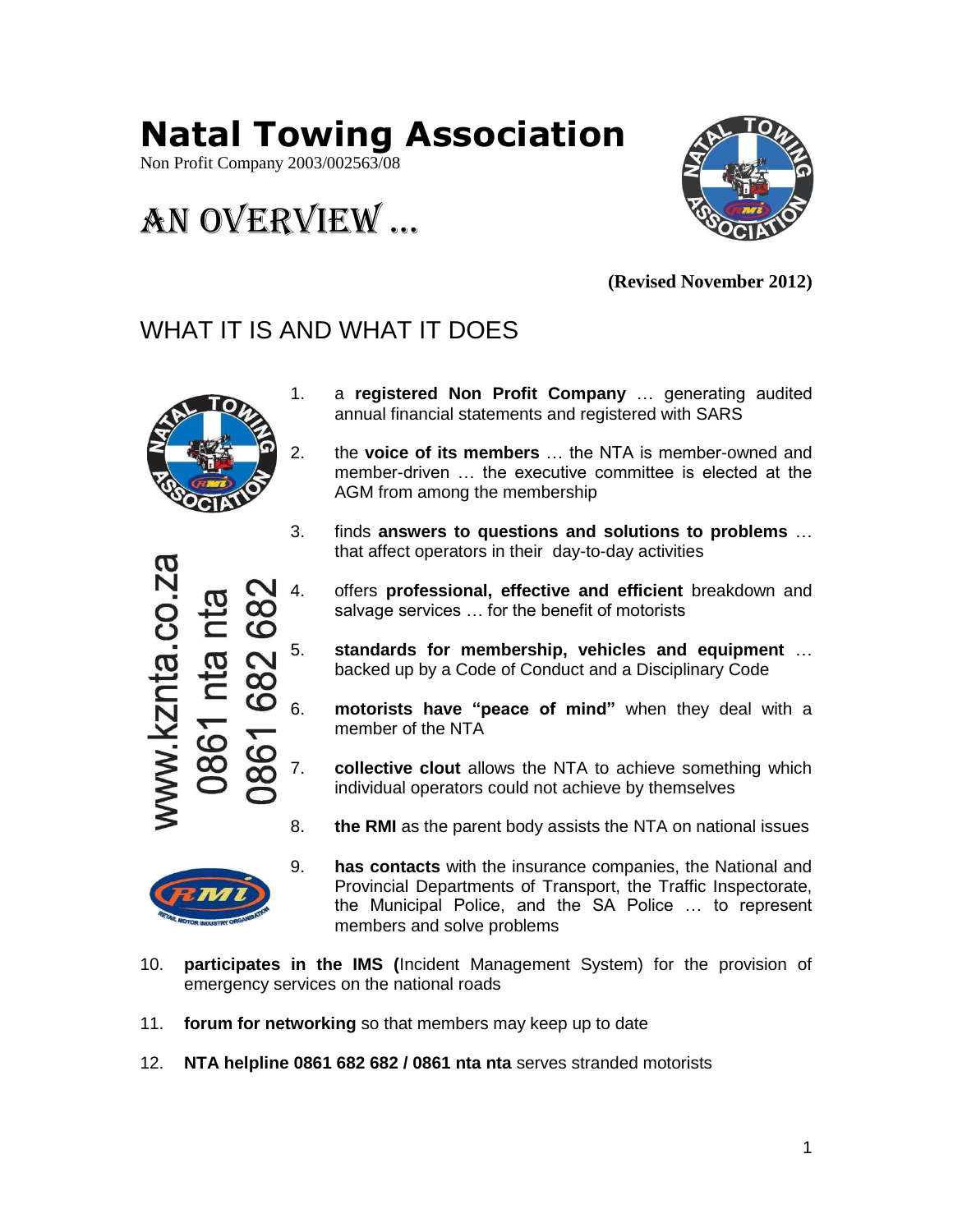# Natal Towing Association

Non Profit Company 2003/002563/08

# AN OVERVIEW …

**(Revised November 2012)**

## WHAT IT IS AND WHAT IT DOES

www.kznta.co.za
0861 nta nta
0861 682 682

1. a **registered Non Profit Company** … generating audited annual financial statements and registered with SARS
2. the **voice of its members** … the NTA is member-owned and member-driven … the executive committee is elected at the AGM from among the membership
3. finds **answers to questions and solutions to problems** … that affect operators in their day-to-day activities
4. offers **professional, effective and efficient** breakdown and salvage services … for the benefit of motorists
5. **standards for membership, vehicles and equipment** … backed up by a Code of Conduct and a Disciplinary Code
6. **motorists have "peace of mind"** when they deal with a member of the NTA
7. **collective clout** allows the NTA to achieve something which individual operators could not achieve by themselves
8. **the RMI** as the parent body assists the NTA on national issues
9. **has contacts** with the insurance companies, the National and Provincial Departments of Transport, the Traffic Inspectorate, the Municipal Police, and the SA Police … to represent members and solve problems
10. **participates in the IMS (**Incident Management System) for the provision of emergency services on the national roads
11. **forum for networking** so that members may keep up to date
12. **NTA helpline 0861 682 682 / 0861 nta nta** serves stranded motorists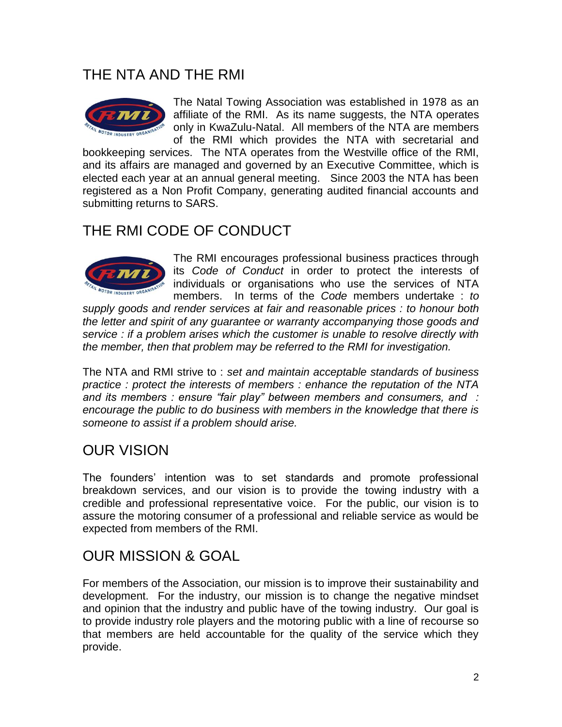## THE NTA AND THE RMI

The Natal Towing Association was established in 1978 as an affiliate of the RMI. As its name suggests, the NTA operates only in KwaZulu-Natal. All members of the NTA are members of the RMI which provides the NTA with secretarial and bookkeeping services. The NTA operates from the Westville office of the RMI, and its affairs are managed and governed by an Executive Committee, which is elected each year at an annual general meeting. Since 2003 the NTA has been registered as a Non Profit Company, generating audited financial accounts and submitting returns to SARS.

## THE RMI CODE OF CONDUCT

The RMI encourages professional business practices through its *Code of Conduct* in order to protect the interests of individuals or organisations who use the services of NTA members. In terms of the *Code* members undertake : *to supply goods and render services at fair and reasonable prices : to honour both the letter and spirit of any guarantee or warranty accompanying those goods and service : if a problem arises which the customer is unable to resolve directly with the member, then that problem may be referred to the RMI for investigation.*

The NTA and RMI strive to : *set and maintain acceptable standards of business practice : protect the interests of members : enhance the reputation of the NTA and its members : ensure "fair play" between members and consumers, and : encourage the public to do business with members in the knowledge that there is someone to assist if a problem should arise.*

## OUR VISION

The founders' intention was to set standards and promote professional breakdown services, and our vision is to provide the towing industry with a credible and professional representative voice. For the public, our vision is to assure the motoring consumer of a professional and reliable service as would be expected from members of the RMI.

## OUR MISSION & GOAL

For members of the Association, our mission is to improve their sustainability and development. For the industry, our mission is to change the negative mindset and opinion that the industry and public have of the towing industry. Our goal is to provide industry role players and the motoring public with a line of recourse so that members are held accountable for the quality of the service which they provide.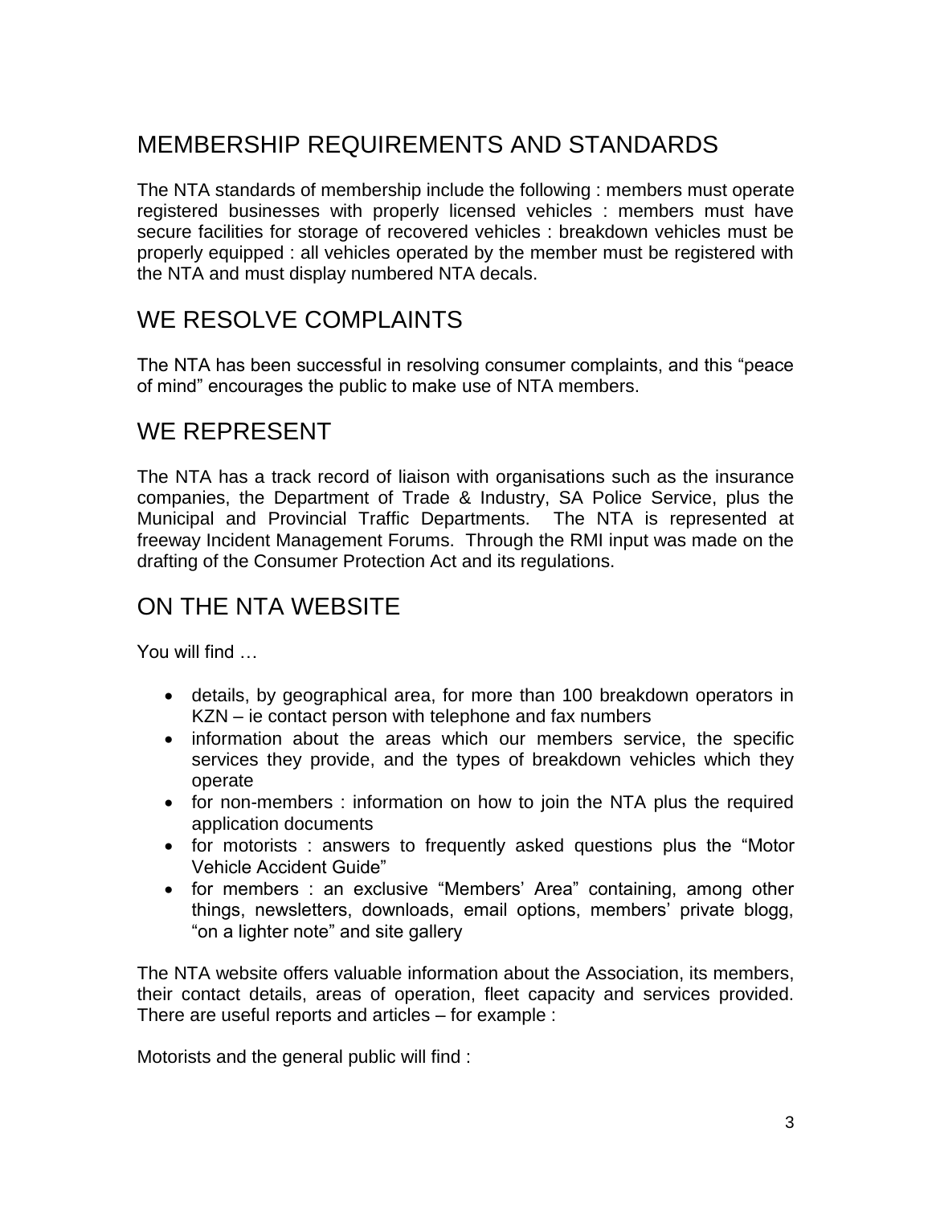## MEMBERSHIP REQUIREMENTS AND STANDARDS

The NTA standards of membership include the following : members must operate registered businesses with properly licensed vehicles : members must have secure facilities for storage of recovered vehicles : breakdown vehicles must be properly equipped : all vehicles operated by the member must be registered with the NTA and must display numbered NTA decals.

## WE RESOLVE COMPLAINTS

The NTA has been successful in resolving consumer complaints, and this "peace of mind" encourages the public to make use of NTA members.

## WE REPRESENT

The NTA has a track record of liaison with organisations such as the insurance companies, the Department of Trade & Industry, SA Police Service, plus the Municipal and Provincial Traffic Departments. The NTA is represented at freeway Incident Management Forums. Through the RMI input was made on the drafting of the Consumer Protection Act and its regulations.

## ON THE NTA WEBSITE

You will find …

- details, by geographical area, for more than 100 breakdown operators in KZN – ie contact person with telephone and fax numbers
- information about the areas which our members service, the specific services they provide, and the types of breakdown vehicles which they operate
- for non-members : information on how to join the NTA plus the required application documents
- for motorists : answers to frequently asked questions plus the "Motor Vehicle Accident Guide"
- for members : an exclusive "Members' Area" containing, among other things, newsletters, downloads, email options, members' private blogg, "on a lighter note" and site gallery

The NTA website offers valuable information about the Association, its members, their contact details, areas of operation, fleet capacity and services provided. There are useful reports and articles – for example :

Motorists and the general public will find :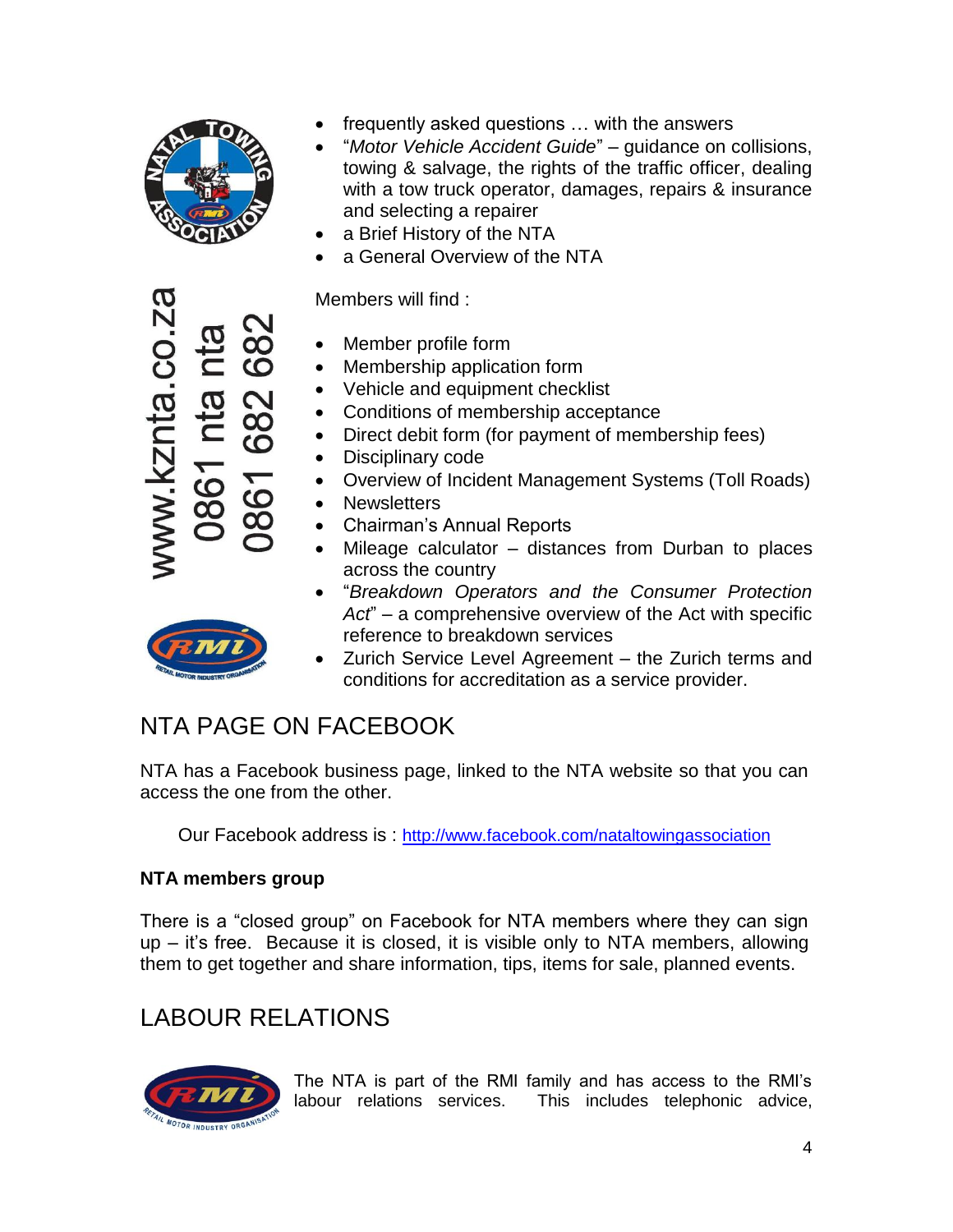- frequently asked questions … with the answers
- "*Motor Vehicle Accident Guide*" – guidance on collisions, towing & salvage, the rights of the traffic officer, dealing with a tow truck operator, damages, repairs & insurance and selecting a repairer
- a Brief History of the NTA
- a General Overview of the NTA

www.kznta.co.za
0861 nta nta
0861 682 682

Members will find :

- Member profile form
- Membership application form
- Vehicle and equipment checklist
- Conditions of membership acceptance
- Direct debit form (for payment of membership fees)
- Disciplinary code
- Overview of Incident Management Systems (Toll Roads)
- Newsletters
- Chairman's Annual Reports
- Mileage calculator – distances from Durban to places across the country
- "*Breakdown Operators and the Consumer Protection Act*" – a comprehensive overview of the Act with specific reference to breakdown services
- Zurich Service Level Agreement – the Zurich terms and conditions for accreditation as a service provider.

## NTA PAGE ON FACEBOOK

NTA has a Facebook business page, linked to the NTA website so that you can access the one from the other.

Our Facebook address is : http://www.facebook.com/nataltowingassociation

**NTA members group**

There is a "closed group" on Facebook for NTA members where they can sign up – it's free. Because it is closed, it is visible only to NTA members, allowing them to get together and share information, tips, items for sale, planned events.

## LABOUR RELATIONS

The NTA is part of the RMI family and has access to the RMI's labour relations services. This includes telephonic advice,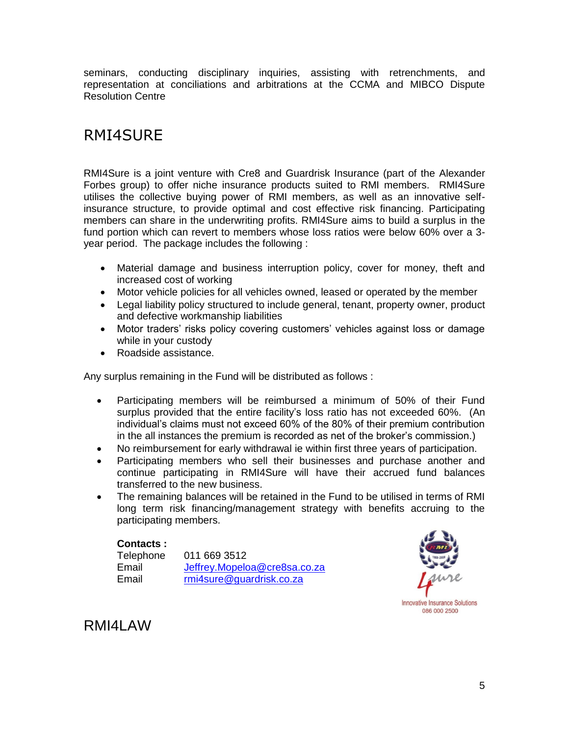seminars, conducting disciplinary inquiries, assisting with retrenchments, and representation at conciliations and arbitrations at the CCMA and MIBCO Dispute Resolution Centre

## RMI4SURE

RMI4Sure is a joint venture with Cre8 and Guardrisk Insurance (part of the Alexander Forbes group) to offer niche insurance products suited to RMI members. RMI4Sure utilises the collective buying power of RMI members, as well as an innovative self-insurance structure, to provide optimal and cost effective risk financing. Participating members can share in the underwriting profits. RMI4Sure aims to build a surplus in the fund portion which can revert to members whose loss ratios were below 60% over a 3-year period. The package includes the following :

- Material damage and business interruption policy, cover for money, theft and increased cost of working
- Motor vehicle policies for all vehicles owned, leased or operated by the member
- Legal liability policy structured to include general, tenant, property owner, product and defective workmanship liabilities
- Motor traders' risks policy covering customers' vehicles against loss or damage while in your custody
- Roadside assistance.

Any surplus remaining in the Fund will be distributed as follows :

- Participating members will be reimbursed a minimum of 50% of their Fund surplus provided that the entire facility's loss ratio has not exceeded 60%. (An individual's claims must not exceed 60% of the 80% of their premium contribution in the all instances the premium is recorded as net of the broker's commission.)
- No reimbursement for early withdrawal ie within first three years of participation.
- Participating members who sell their businesses and purchase another and continue participating in RMI4Sure will have their accrued fund balances transferred to the new business.
- The remaining balances will be retained in the Fund to be utilised in terms of RMI long term risk financing/management strategy with benefits accruing to the participating members.

**Contacts :**

| | |
|---|---|
| Telephone | 011 669 3512 |
| Email | Jeffrey.Mopeloa@cre8sa.co.za |
| Email | rmi4sure@guardrisk.co.za |

Innovative Insurance Solutions
086 000 2500

## RMI4LAW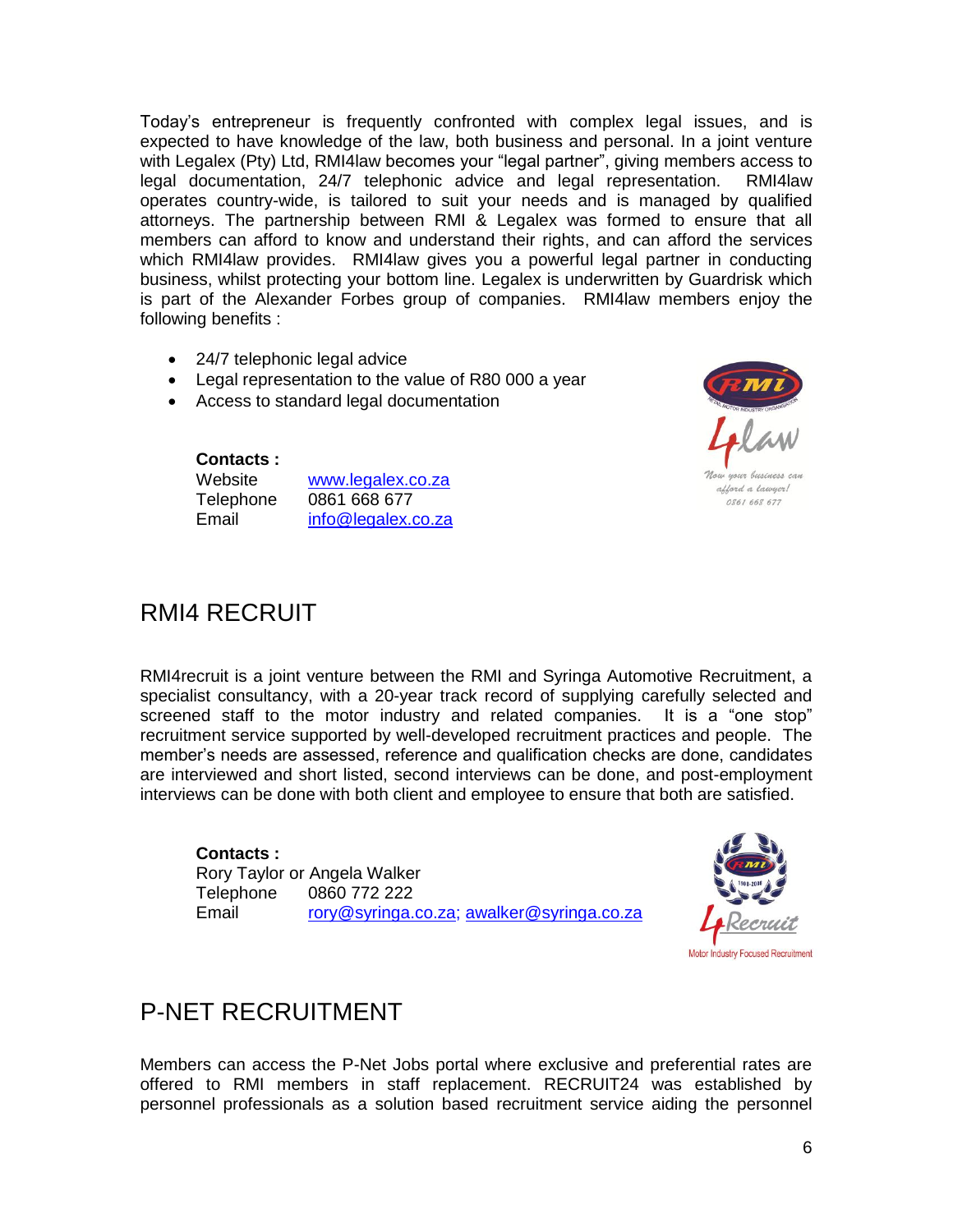Today's entrepreneur is frequently confronted with complex legal issues, and is expected to have knowledge of the law, both business and personal. In a joint venture with Legalex (Pty) Ltd, RMI4law becomes your "legal partner", giving members access to legal documentation, 24/7 telephonic advice and legal representation. RMI4law operates country-wide, is tailored to suit your needs and is managed by qualified attorneys. The partnership between RMI & Legalex was formed to ensure that all members can afford to know and understand their rights, and can afford the services which RMI4law provides. RMI4law gives you a powerful legal partner in conducting business, whilst protecting your bottom line. Legalex is underwritten by Guardrisk which is part of the Alexander Forbes group of companies. RMI4law members enjoy the following benefits :

- 24/7 telephonic legal advice
- Legal representation to the value of R80 000 a year
- Access to standard legal documentation

**Contacts :**

| | |
|---|---|
| Website | www.legalex.co.za |
| Telephone | 0861 668 677 |
| Email | info@legalex.co.za |

## RMI4 RECRUIT

RMI4recruit is a joint venture between the RMI and Syringa Automotive Recruitment, a specialist consultancy, with a 20-year track record of supplying carefully selected and screened staff to the motor industry and related companies. It is a "one stop" recruitment service supported by well-developed recruitment practices and people. The member's needs are assessed, reference and qualification checks are done, candidates are interviewed and short listed, second interviews can be done, and post-employment interviews can be done with both client and employee to ensure that both are satisfied.

**Contacts :**
Rory Taylor or Angela Walker

| | |
|---|---|
| Telephone | 0860 772 222 |
| Email | rory@syringa.co.za; awalker@syringa.co.za |

## P-NET RECRUITMENT

Members can access the P-Net Jobs portal where exclusive and preferential rates are offered to RMI members in staff replacement. RECRUIT24 was established by personnel professionals as a solution based recruitment service aiding the personnel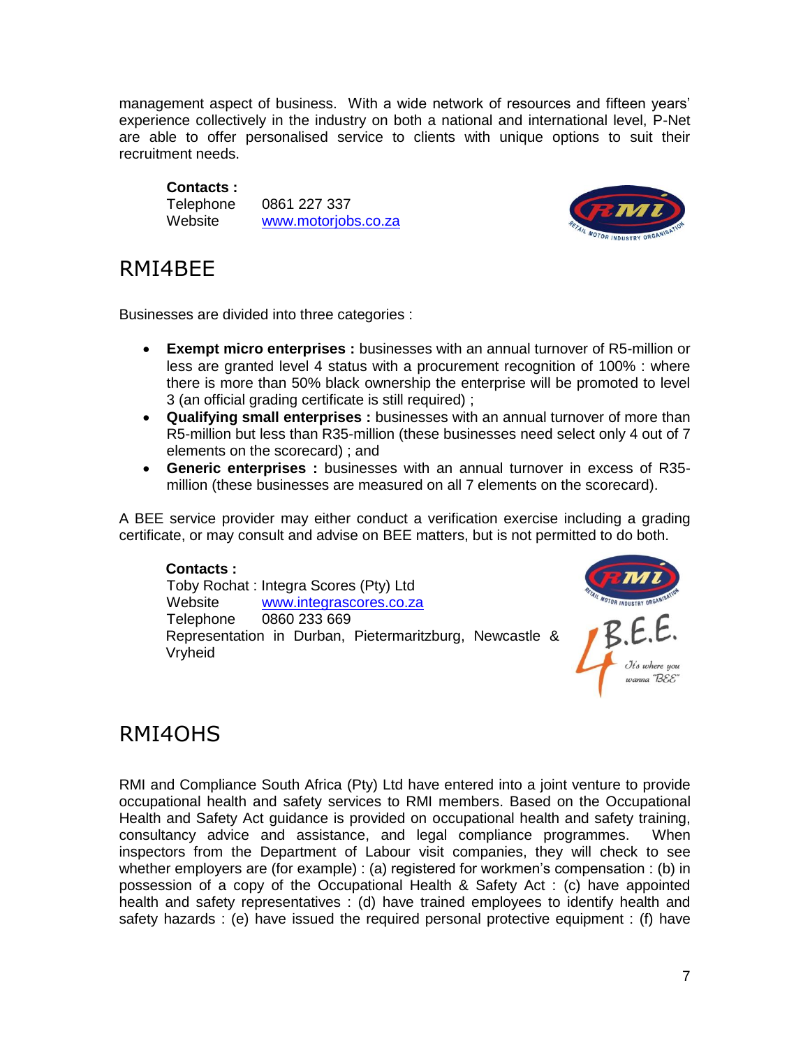management aspect of business. With a wide network of resources and fifteen years' experience collectively in the industry on both a national and international level, P-Net are able to offer personalised service to clients with unique options to suit their recruitment needs.

**Contacts :**
Telephone 0861 227 337
Website [www.motorjobs.co.za](http://www.motorjobs.co.za)

## RMI4BEE

Businesses are divided into three categories :

- **Exempt micro enterprises :** businesses with an annual turnover of R5-million or less are granted level 4 status with a procurement recognition of 100% : where there is more than 50% black ownership the enterprise will be promoted to level 3 (an official grading certificate is still required) ;
- **Qualifying small enterprises :** businesses with an annual turnover of more than R5-million but less than R35-million (these businesses need select only 4 out of 7 elements on the scorecard) ; and
- **Generic enterprises :** businesses with an annual turnover in excess of R35-million (these businesses are measured on all 7 elements on the scorecard).

A BEE service provider may either conduct a verification exercise including a grading certificate, or may consult and advise on BEE matters, but is not permitted to do both.

**Contacts :**
Toby Rochat : Integra Scores (Pty) Ltd
Website [www.integrascores.co.za](http://www.integrascores.co.za)
Telephone 0860 233 669
Representation in Durban, Pietermaritzburg, Newcastle & Vryheid

## RMI4OHS

RMI and Compliance South Africa (Pty) Ltd have entered into a joint venture to provide occupational health and safety services to RMI members. Based on the Occupational Health and Safety Act guidance is provided on occupational health and safety training, consultancy advice and assistance, and legal compliance programmes. When inspectors from the Department of Labour visit companies, they will check to see whether employers are (for example) : (a) registered for workmen's compensation : (b) in possession of a copy of the Occupational Health & Safety Act : (c) have appointed health and safety representatives : (d) have trained employees to identify health and safety hazards : (e) have issued the required personal protective equipment : (f) have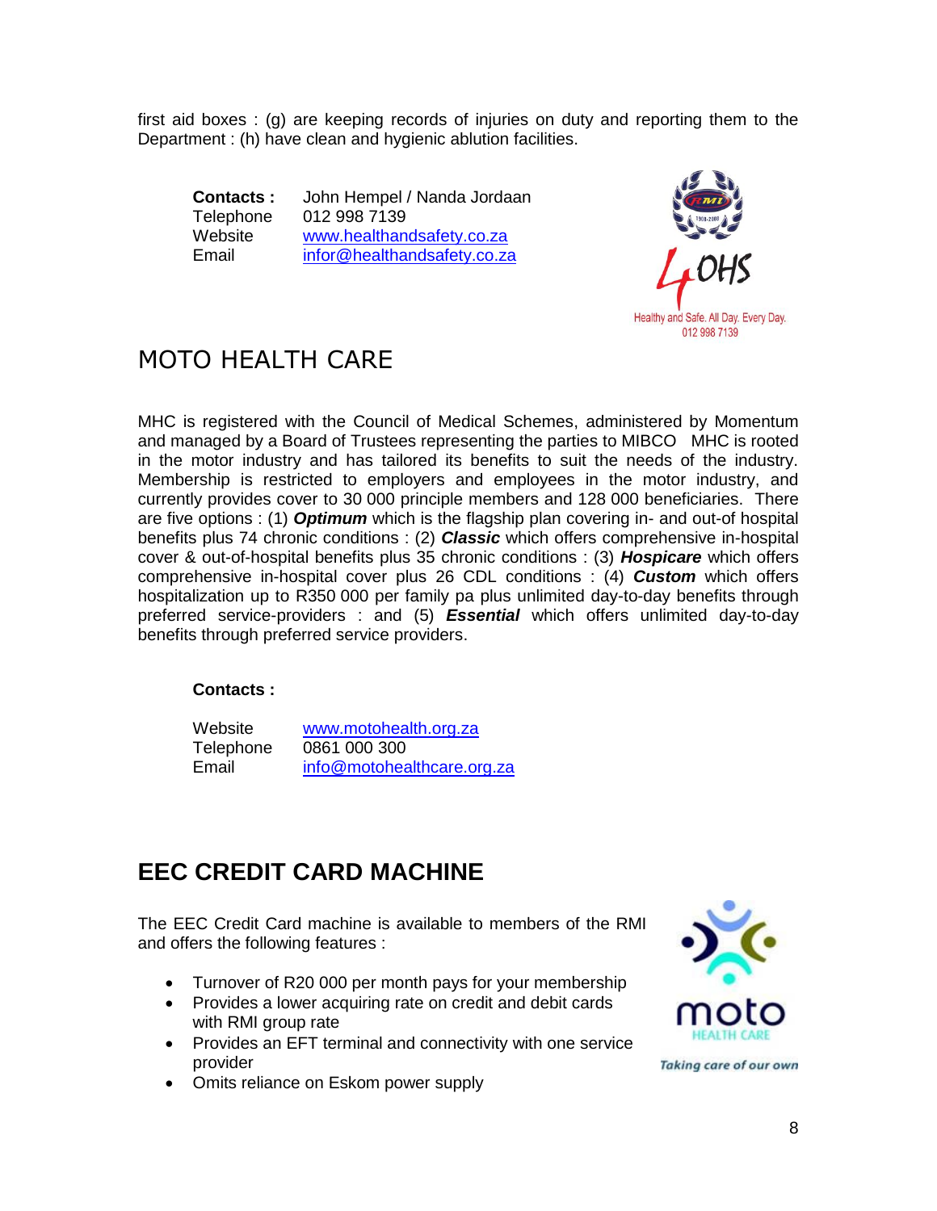first aid boxes : (g) are keeping records of injuries on duty and reporting them to the Department : (h) have clean and hygienic ablution facilities.

**Contacts :** John Hempel / Nanda Jordaan
Telephone 012 998 7139
Website www.healthandsafety.co.za
Email infor@healthandsafety.co.za

Healthy and Safe. All Day. Every Day.
012 998 7139

# MOTO HEALTH CARE

MHC is registered with the Council of Medical Schemes, administered by Momentum and managed by a Board of Trustees representing the parties to MIBCO MHC is rooted in the motor industry and has tailored its benefits to suit the needs of the industry. Membership is restricted to employers and employees in the motor industry, and currently provides cover to 30 000 principle members and 128 000 beneficiaries. There are five options : (1) ***Optimum*** which is the flagship plan covering in- and out-of hospital benefits plus 74 chronic conditions : (2) ***Classic*** which offers comprehensive in-hospital cover & out-of-hospital benefits plus 35 chronic conditions : (3) ***Hospicare*** which offers comprehensive in-hospital cover plus 26 CDL conditions : (4) ***Custom*** which offers hospitalization up to R350 000 per family pa plus unlimited day-to-day benefits through preferred service-providers : and (5) ***Essential*** which offers unlimited day-to-day benefits through preferred service providers.

**Contacts :**

Website www.motohealth.org.za
Telephone 0861 000 300
Email info@motohealthcare.org.za

# EEC CREDIT CARD MACHINE

The EEC Credit Card machine is available to members of the RMI and offers the following features :

- Turnover of R20 000 per month pays for your membership
- Provides a lower acquiring rate on credit and debit cards with RMI group rate
- Provides an EFT terminal and connectivity with one service provider
- Omits reliance on Eskom power supply

moto HEALTH CARE
Taking care of our own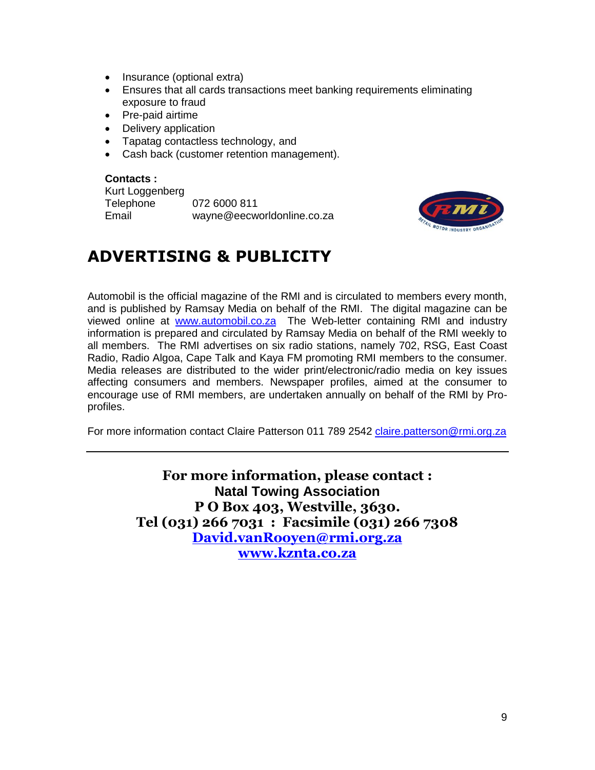- Insurance (optional extra)
- Ensures that all cards transactions meet banking requirements eliminating exposure to fraud
- Pre-paid airtime
- Delivery application
- Tapatag contactless technology, and
- Cash back (customer retention management).

**Contacts :**

Kurt Loggenberg
Telephone 072 6000 811
Email wayne@eecworldonline.co.za

# ADVERTISING & PUBLICITY

Automobil is the official magazine of the RMI and is circulated to members every month, and is published by Ramsay Media on behalf of the RMI. The digital magazine can be viewed online at www.automobil.co.za The Web-letter containing RMI and industry information is prepared and circulated by Ramsay Media on behalf of the RMI weekly to all members. The RMI advertises on six radio stations, namely 702, RSG, East Coast Radio, Radio Algoa, Cape Talk and Kaya FM promoting RMI members to the consumer. Media releases are distributed to the wider print/electronic/radio media on key issues affecting consumers and members. Newspaper profiles, aimed at the consumer to encourage use of RMI members, are undertaken annually on behalf of the RMI by Pro-profiles.

For more information contact Claire Patterson 011 789 2542 claire.patterson@rmi.org.za

---

**For more information, please contact :**
**Natal Towing Association**
**P O Box 403, Westville, 3630.**
**Tel (031) 266 7031 : Facsimile (031) 266 7308**
**David.vanRooyen@rmi.org.za**
**www.kznta.co.za**